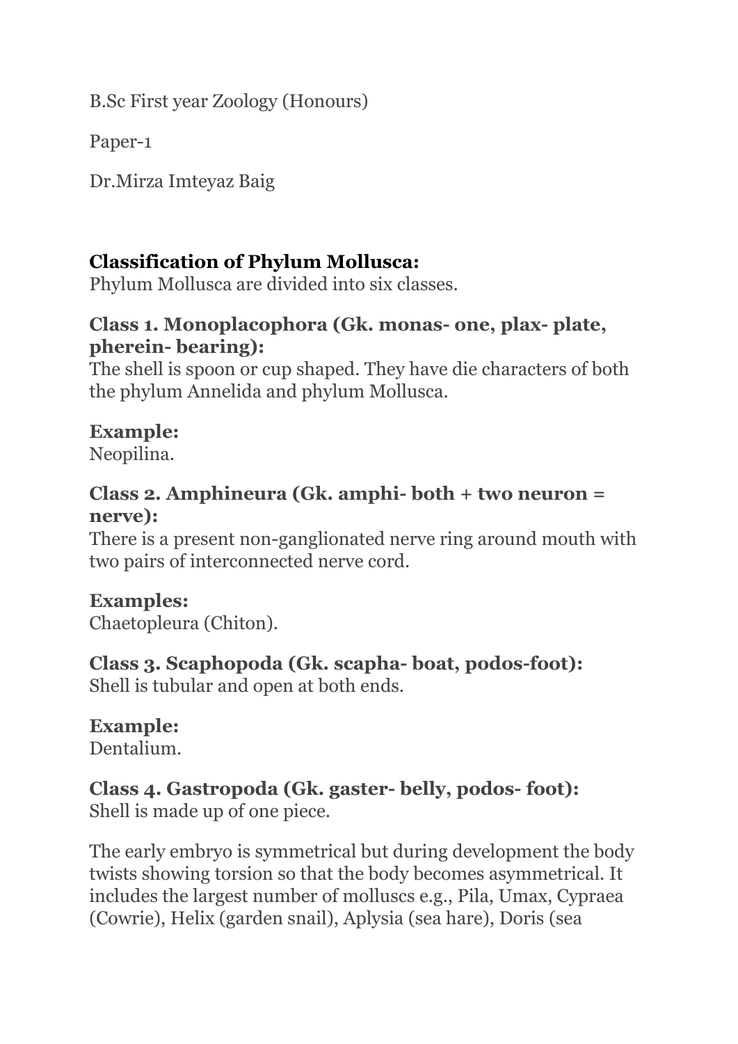B.Sc First year Zoology (Honours)

Paper-1

Dr.Mirza Imteyaz Baig

## Classification of Phylum Mollusca:

Phylum Mollusca are divided into six classes.

### Class 1. Monoplacophora (Gk. monas- one, plax- plate, pherein- bearing):

The shell is spoon or cup shaped. They have die characters of both the phylum Annelida and phylum Mollusca.

**Example:**
Neopilina.

### Class 2. Amphineura (Gk. amphi- both + two neuron = nerve):

There is a present non-ganglionated nerve ring around mouth with two pairs of interconnected nerve cord.

**Examples:**
Chaetopleura (Chiton).

### Class 3. Scaphopoda (Gk. scapha- boat, podos-foot):

Shell is tubular and open at both ends.

**Example:**
Dentalium.

### Class 4. Gastropoda (Gk. gaster- belly, podos- foot):

Shell is made up of one piece.

The early embryo is symmetrical but during development the body twists showing torsion so that the body becomes asymmetrical. It includes the largest number of molluscs e.g., Pila, Umax, Cypraea (Cowrie), Helix (garden snail), Aplysia (sea hare), Doris (sea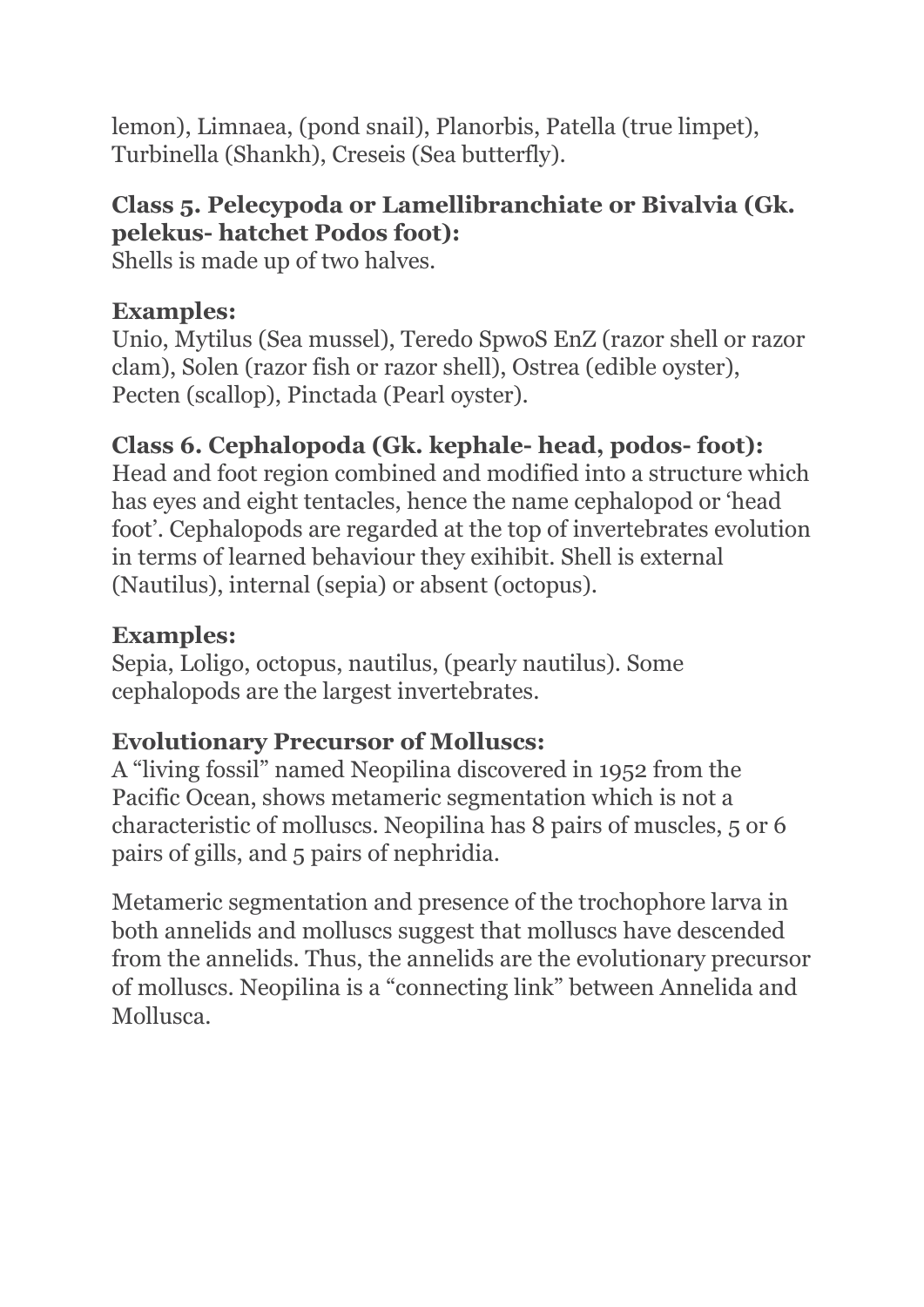lemon), Limnaea, (pond snail), Planorbis, Patella (true limpet), Turbinella (Shankh), Creseis (Sea butterfly).

### Class 5. Pelecypoda or Lamellibranchiate or Bivalvia (Gk. pelekus- hatchet Podos foot):

Shells is made up of two halves.

**Examples:**

Unio, Mytilus (Sea mussel), Teredo SpwoS EnZ (razor shell or razor clam), Solen (razor fish or razor shell), Ostrea (edible oyster), Pecten (scallop), Pinctada (Pearl oyster).

### Class 6. Cephalopoda (Gk. kephale- head, podos- foot):

Head and foot region combined and modified into a structure which has eyes and eight tentacles, hence the name cephalopod or 'head foot'. Cephalopods are regarded at the top of invertebrates evolution in terms of learned behaviour they exihibit. Shell is external (Nautilus), internal (sepia) or absent (octopus).

**Examples:**

Sepia, Loligo, octopus, nautilus, (pearly nautilus). Some cephalopods are the largest invertebrates.

### Evolutionary Precursor of Molluscs:

A "living fossil" named Neopilina discovered in 1952 from the Pacific Ocean, shows metameric segmentation which is not a characteristic of molluscs. Neopilina has 8 pairs of muscles, 5 or 6 pairs of gills, and 5 pairs of nephridia.

Metameric segmentation and presence of the trochophore larva in both annelids and molluscs suggest that molluscs have descended from the annelids. Thus, the annelids are the evolutionary precursor of molluscs. Neopilina is a "connecting link" between Annelida and Mollusca.